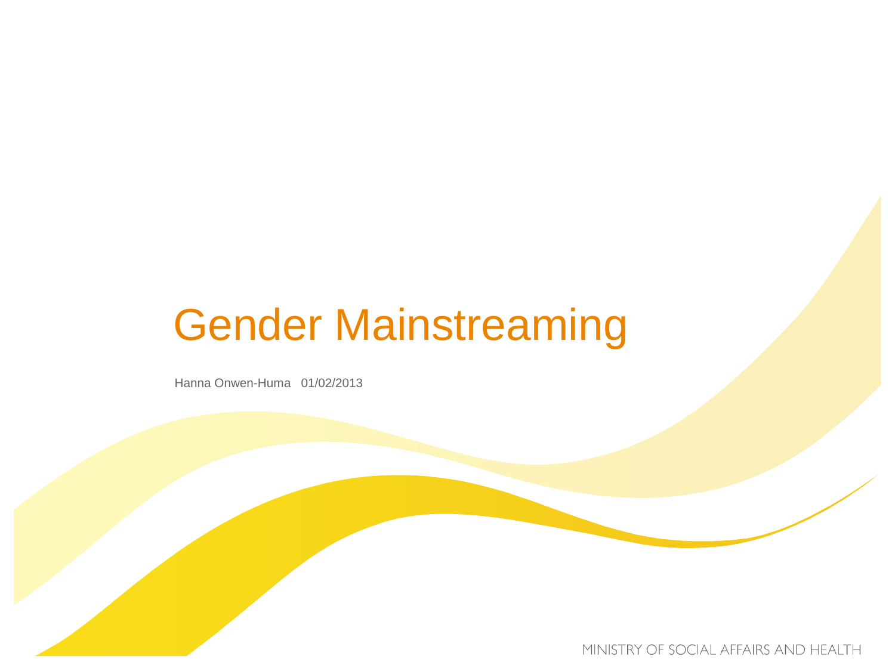# Gender Mainstreaming

Hanna Onwen-Huma 01/02/2013

MINISTRY OF SOCIAL AFFAIRS AND HEALTH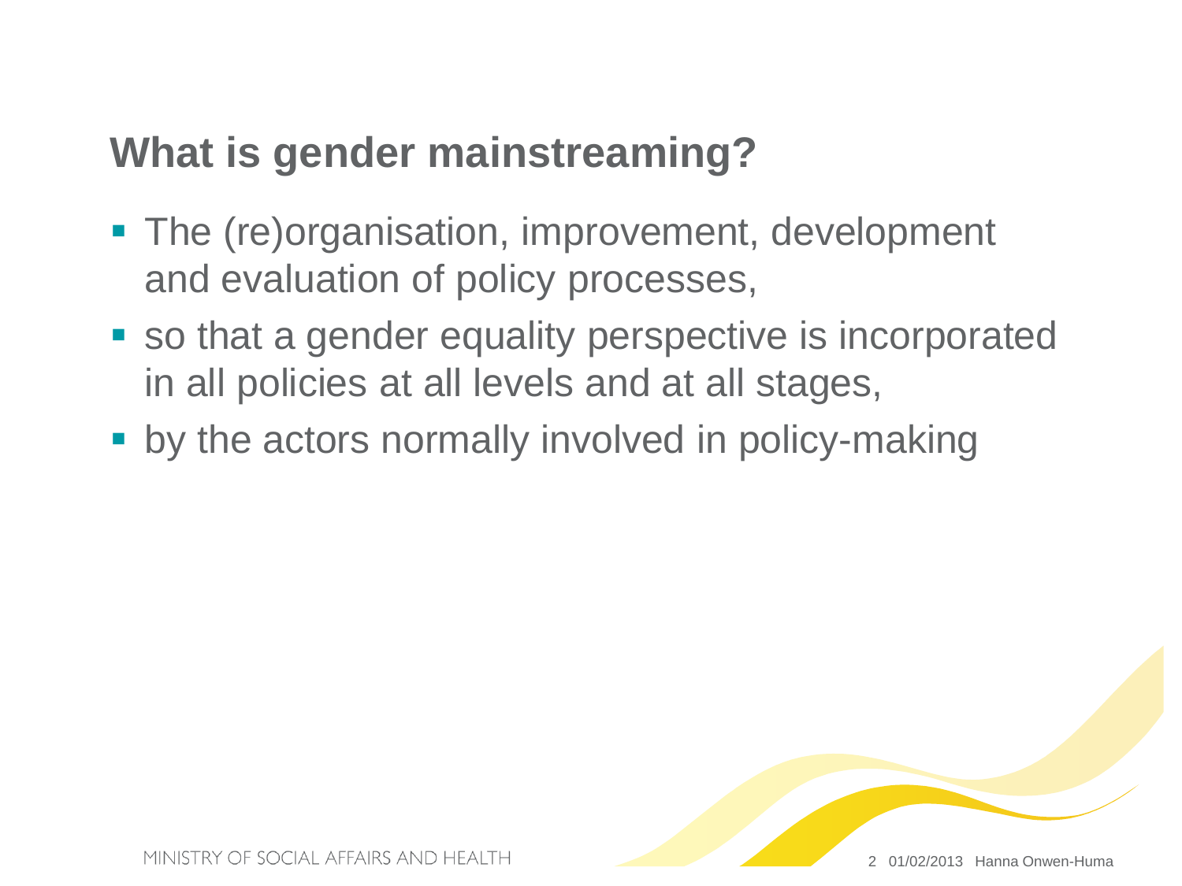## What is gender mainstreaming?

- The (re)organisation, improvement, development and evaluation of policy processes,
- so that a gender equality perspective is incorporated in all policies at all levels and at all stages,
- by the actors normally involved in policy-making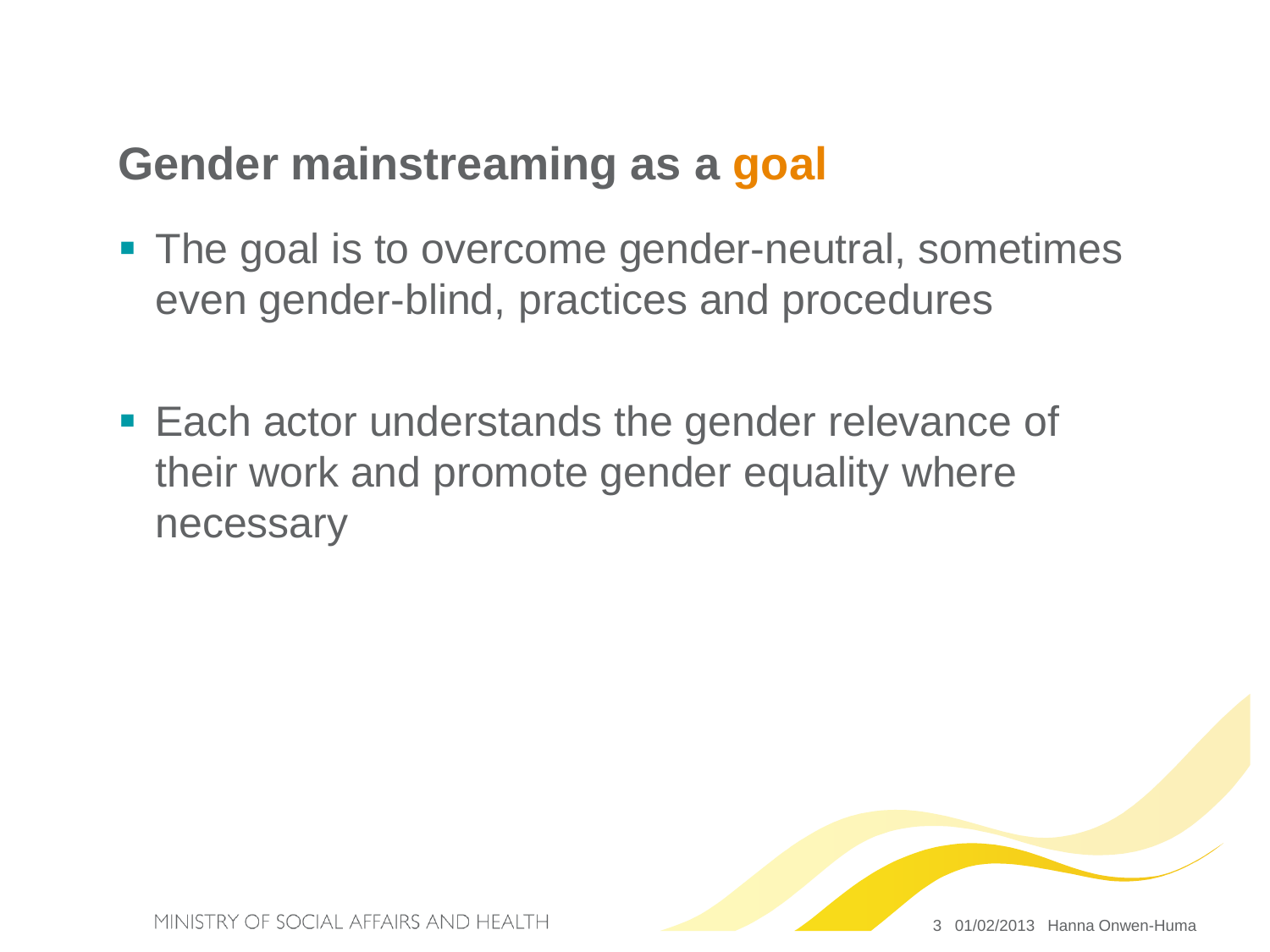## Gender mainstreaming as a goal

- The goal is to overcome gender-neutral, sometimes even gender-blind, practices and procedures
- Each actor understands the gender relevance of their work and promote gender equality where necessary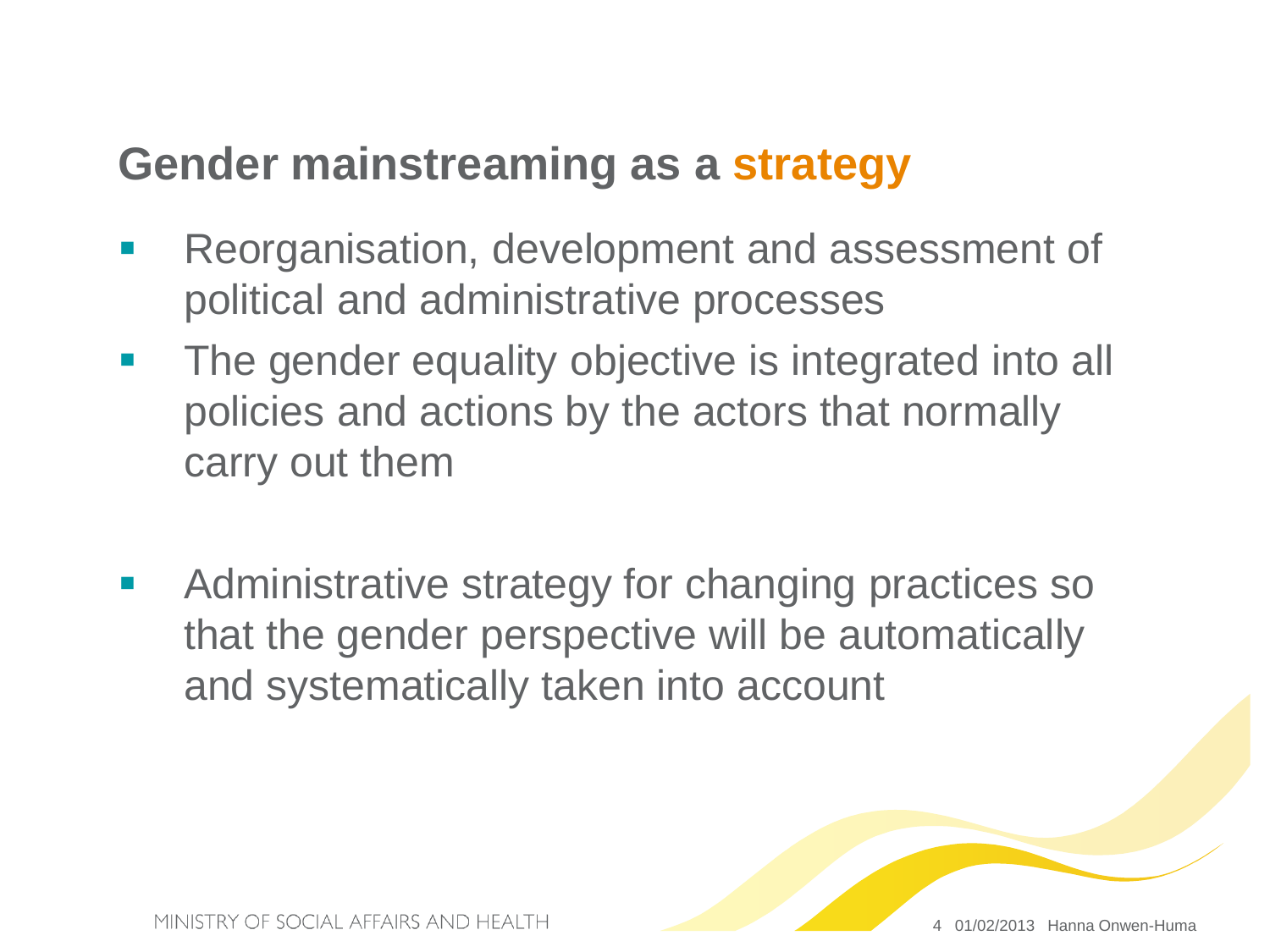## Gender mainstreaming as a strategy

- Reorganisation, development and assessment of political and administrative processes
- The gender equality objective is integrated into all policies and actions by the actors that normally carry out them
- Administrative strategy for changing practices so that the gender perspective will be automatically and systematically taken into account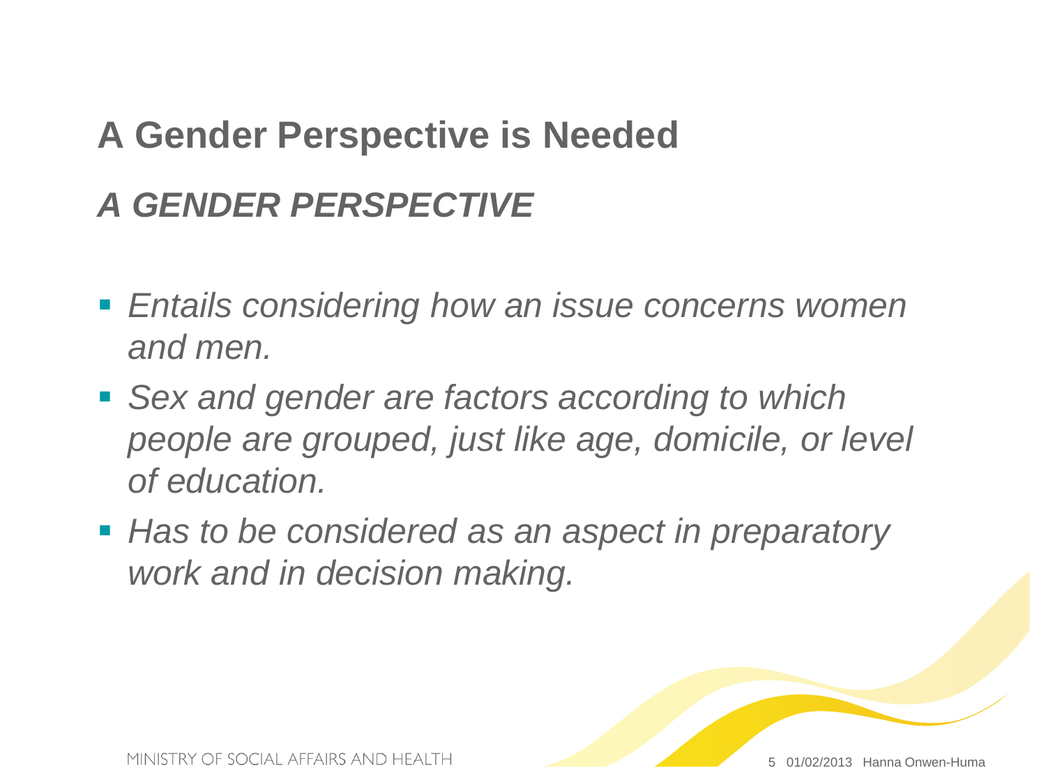# A Gender Perspective is Needed

## *A GENDER PERSPECTIVE*

- *Entails considering how an issue concerns women and men.*
- *Sex and gender are factors according to which people are grouped, just like age, domicile, or level of education.*
- *Has to be considered as an aspect in preparatory work and in decision making.*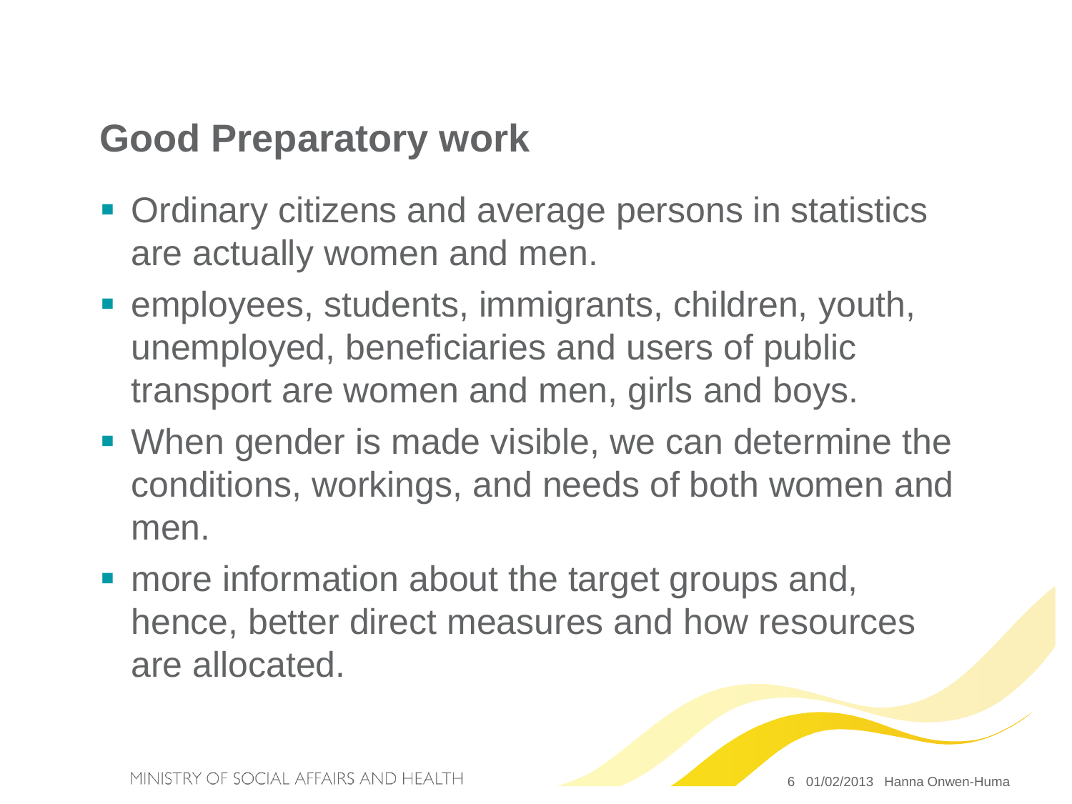## Good Preparatory work

- Ordinary citizens and average persons in statistics are actually women and men.
- employees, students, immigrants, children, youth, unemployed, beneficiaries and users of public transport are women and men, girls and boys.
- When gender is made visible, we can determine the conditions, workings, and needs of both women and men.
- more information about the target groups and, hence, better direct measures and how resources are allocated.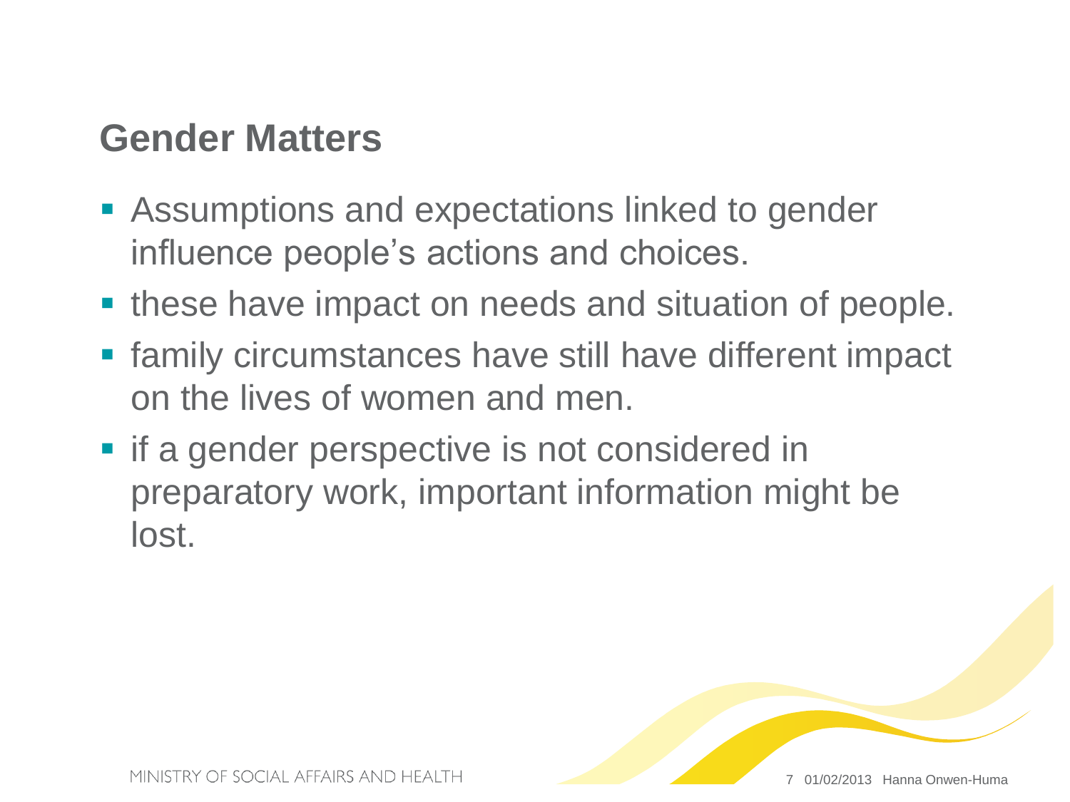## Gender Matters

- Assumptions and expectations linked to gender influence people's actions and choices.
- these have impact on needs and situation of people.
- family circumstances have still have different impact on the lives of women and men.
- if a gender perspective is not considered in preparatory work, important information might be lost.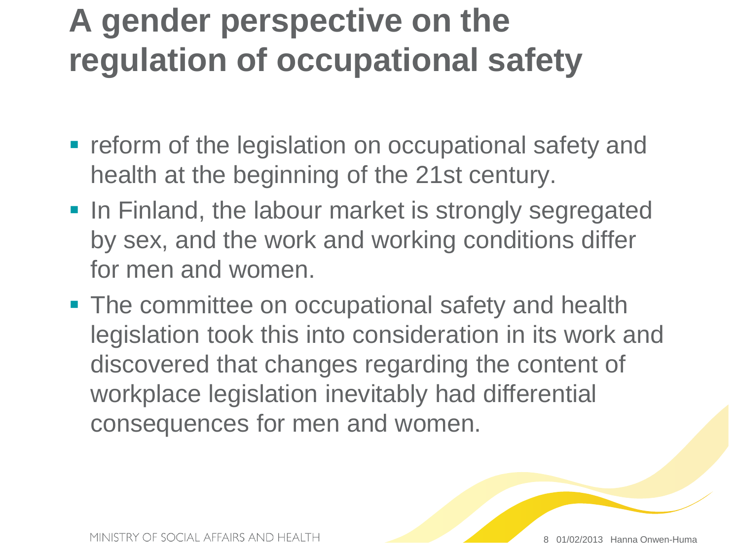# A gender perspective on the regulation of occupational safety

- reform of the legislation on occupational safety and health at the beginning of the 21st century.
- In Finland, the labour market is strongly segregated by sex, and the work and working conditions differ for men and women.
- The committee on occupational safety and health legislation took this into consideration in its work and discovered that changes regarding the content of workplace legislation inevitably had differential consequences for men and women.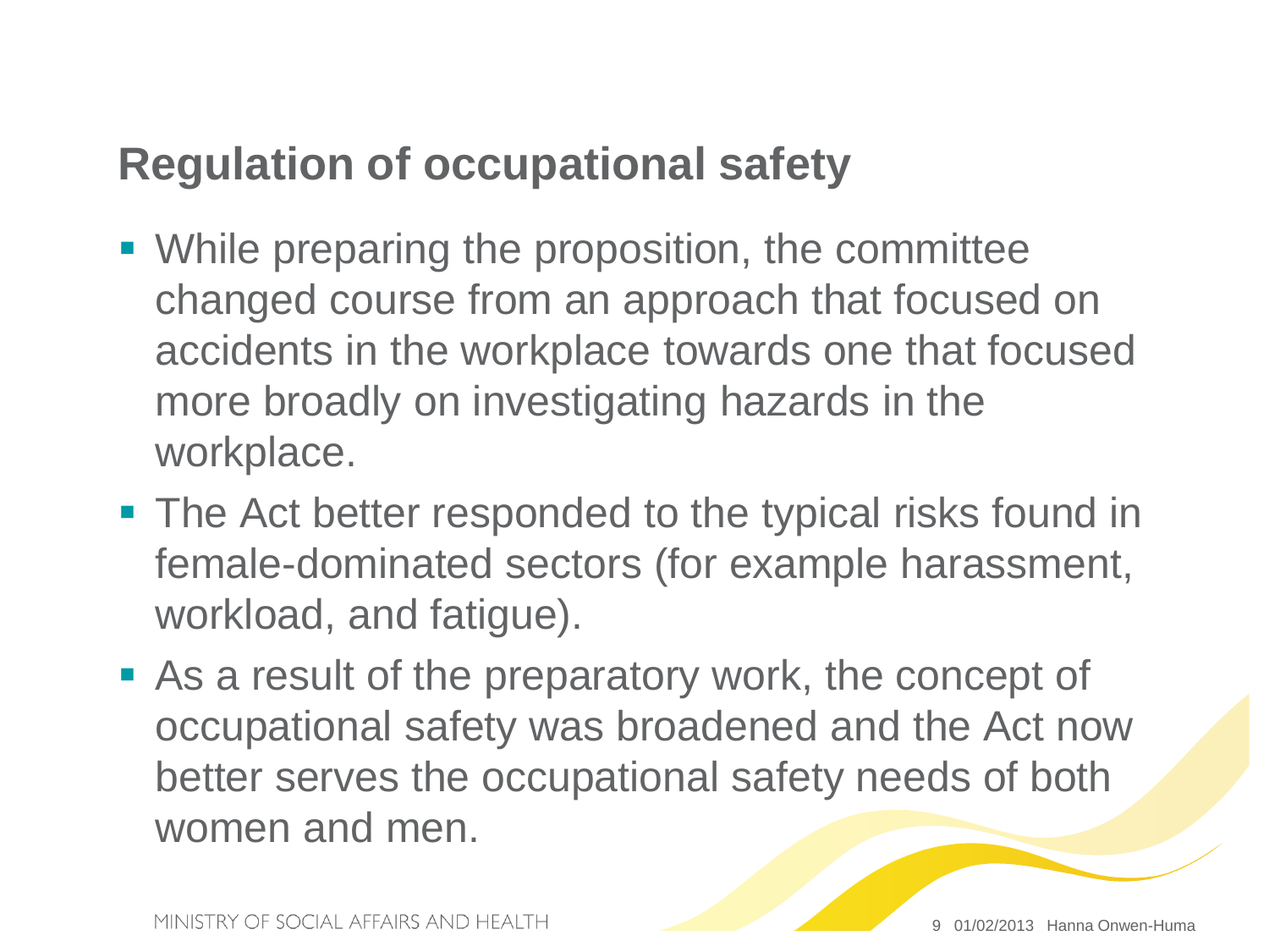## Regulation of occupational safety

- While preparing the proposition, the committee changed course from an approach that focused on accidents in the workplace towards one that focused more broadly on investigating hazards in the workplace.
- The Act better responded to the typical risks found in female-dominated sectors (for example harassment, workload, and fatigue).
- As a result of the preparatory work, the concept of occupational safety was broadened and the Act now better serves the occupational safety needs of both women and men.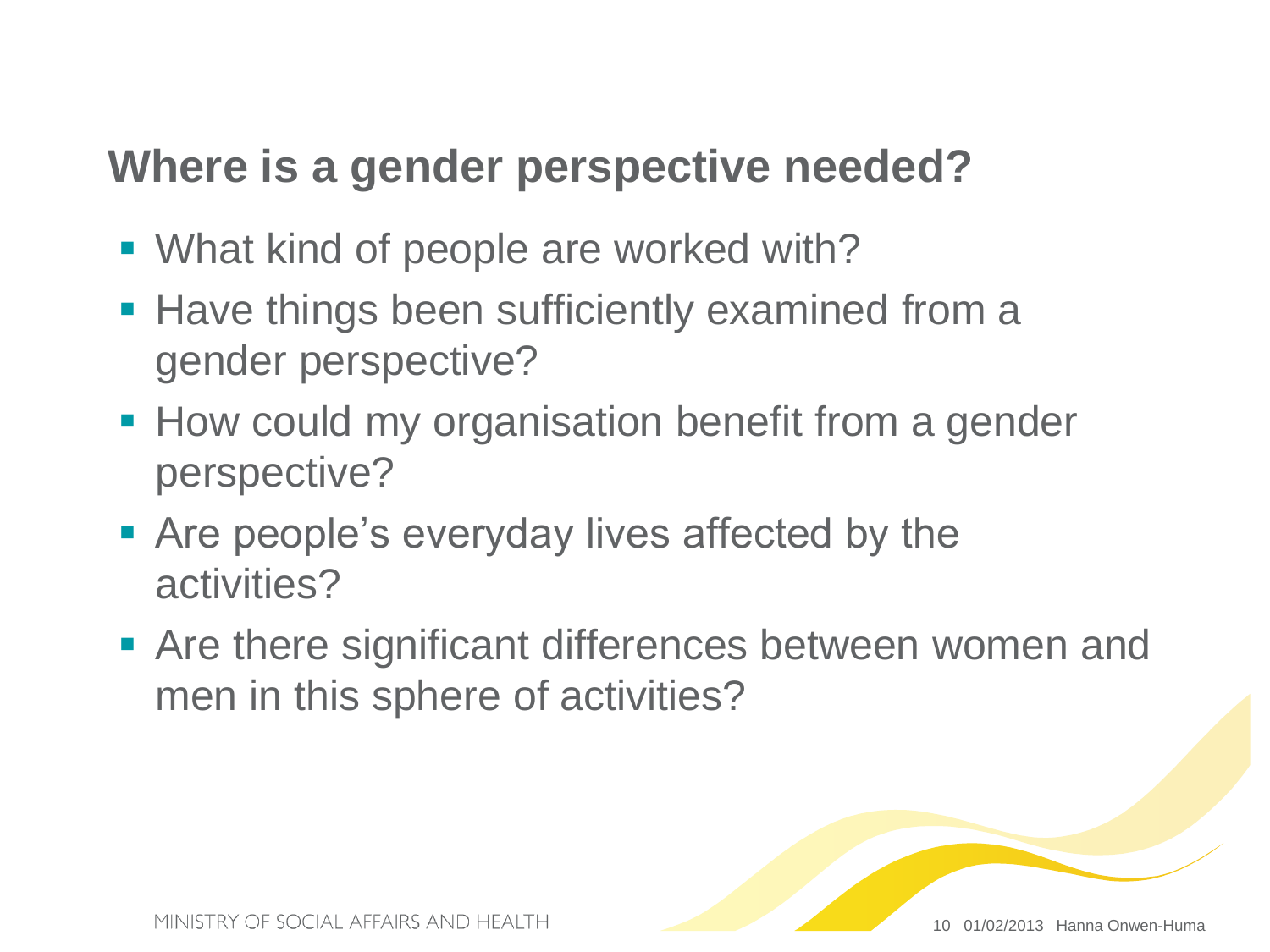## Where is a gender perspective needed?

- What kind of people are worked with?
- Have things been sufficiently examined from a gender perspective?
- How could my organisation benefit from a gender perspective?
- Are people's everyday lives affected by the activities?
- Are there significant differences between women and men in this sphere of activities?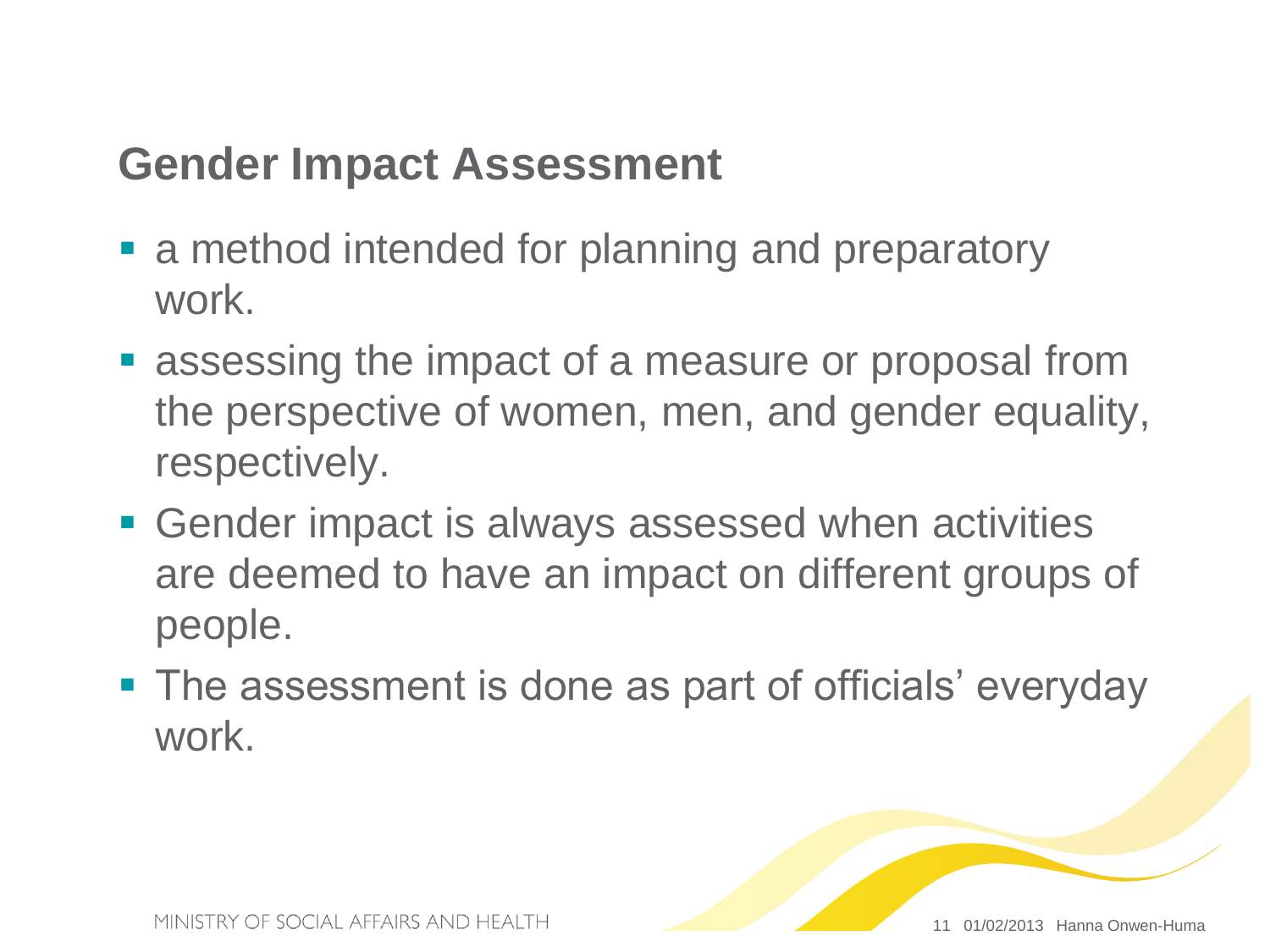## Gender Impact Assessment

- a method intended for planning and preparatory work.
- assessing the impact of a measure or proposal from the perspective of women, men, and gender equality, respectively.
- Gender impact is always assessed when activities are deemed to have an impact on different groups of people.
- The assessment is done as part of officials' everyday work.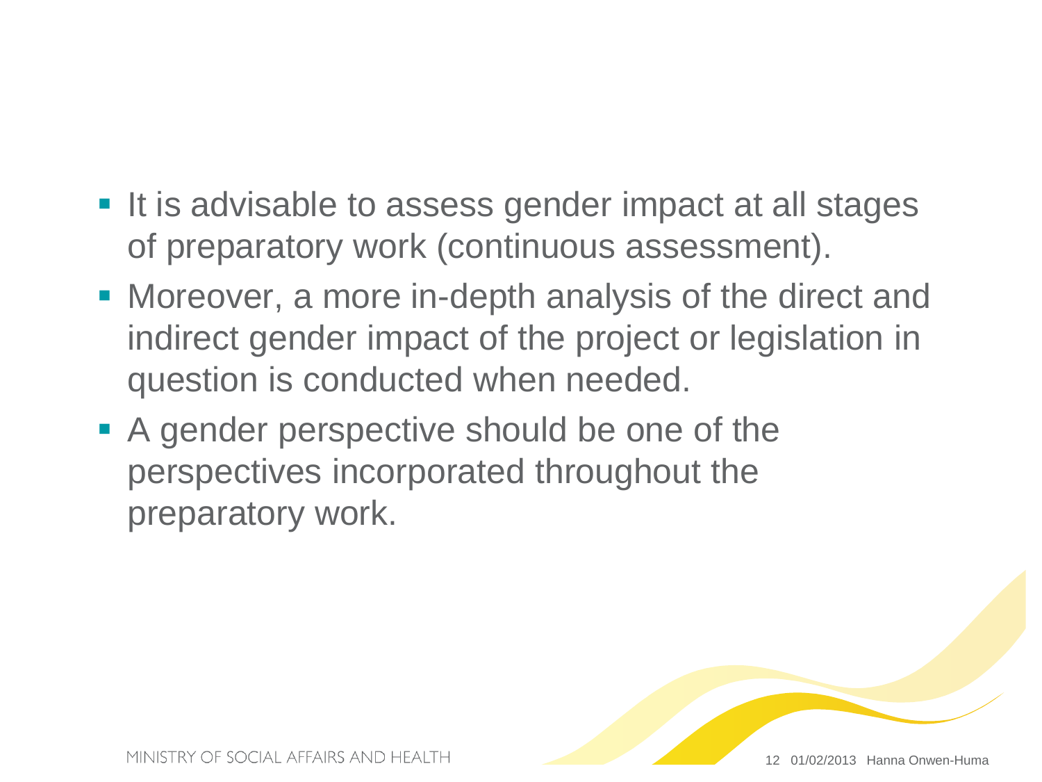- It is advisable to assess gender impact at all stages of preparatory work (continuous assessment).
- Moreover, a more in-depth analysis of the direct and indirect gender impact of the project or legislation in question is conducted when needed.
- A gender perspective should be one of the perspectives incorporated throughout the preparatory work.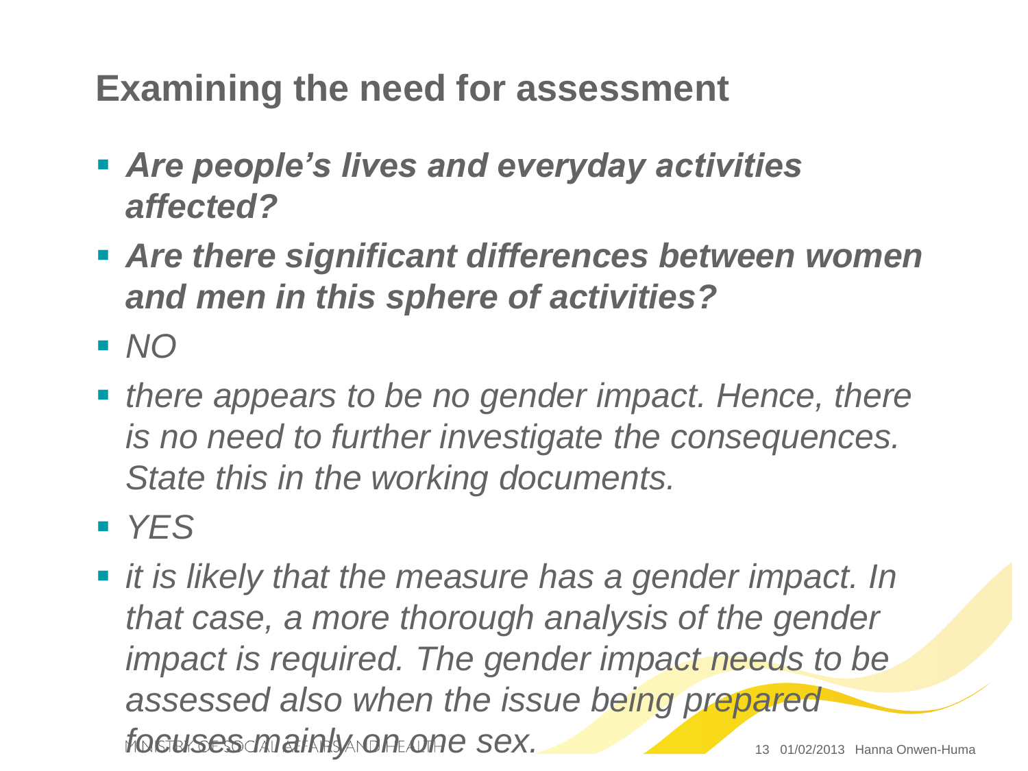# Examining the need for assessment

- ***Are people's lives and everyday activities affected?***
- ***Are there significant differences between women and men in this sphere of activities?***
- *NO*
- *there appears to be no gender impact. Hence, there is no need to further investigate the consequences. State this in the working documents.*
- *YES*
- *it is likely that the measure has a gender impact. In that case, a more thorough analysis of the gender impact is required. The gender impact needs to be assessed also when the issue being prepared focuses mainly on one sex.*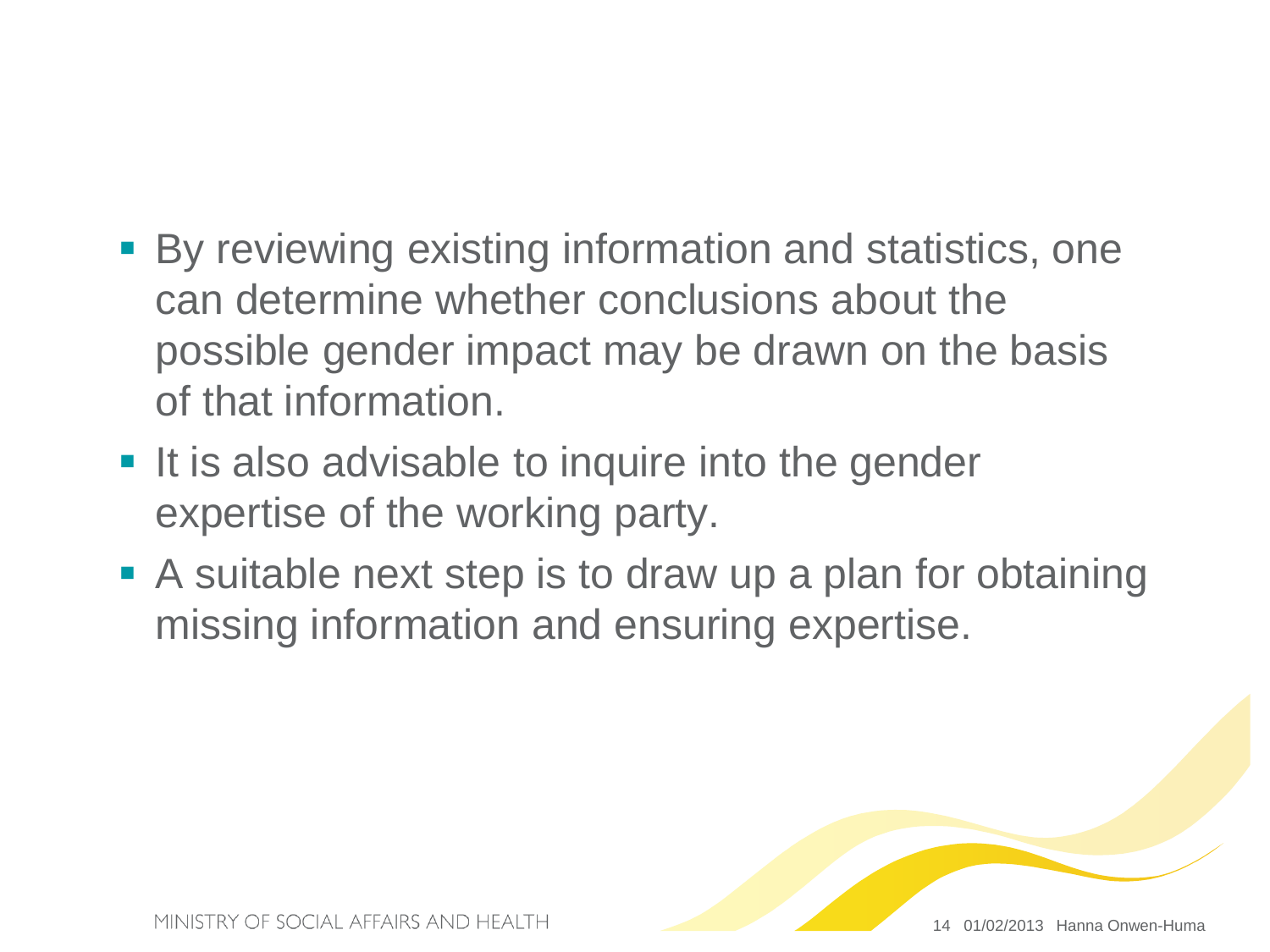- By reviewing existing information and statistics, one can determine whether conclusions about the possible gender impact may be drawn on the basis of that information.
- It is also advisable to inquire into the gender expertise of the working party.
- A suitable next step is to draw up a plan for obtaining missing information and ensuring expertise.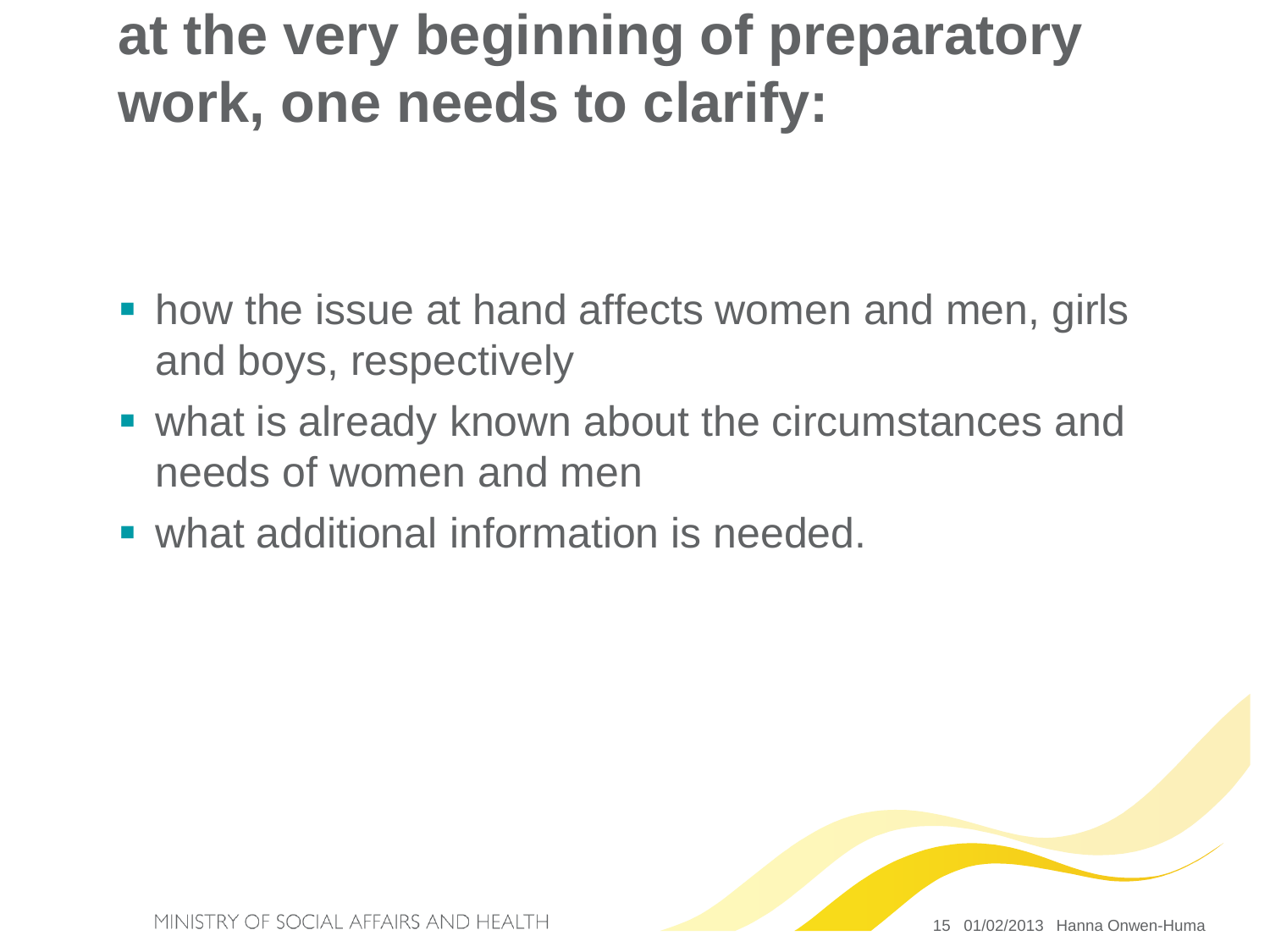# at the very beginning of preparatory work, one needs to clarify:

- how the issue at hand affects women and men, girls and boys, respectively
- what is already known about the circumstances and needs of women and men
- what additional information is needed.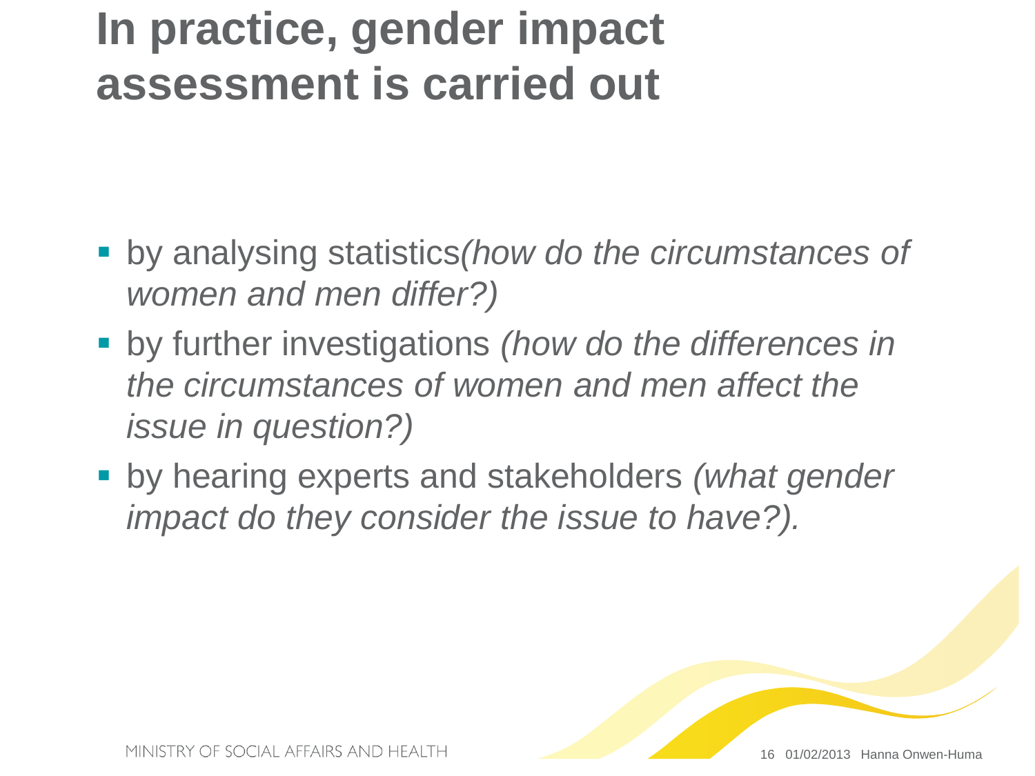# In practice, gender impact assessment is carried out

- by analysing statistics*(how do the circumstances of women and men differ?)*
- by further investigations *(how do the differences in the circumstances of women and men affect the issue in question?)*
- by hearing experts and stakeholders *(what gender impact do they consider the issue to have?).*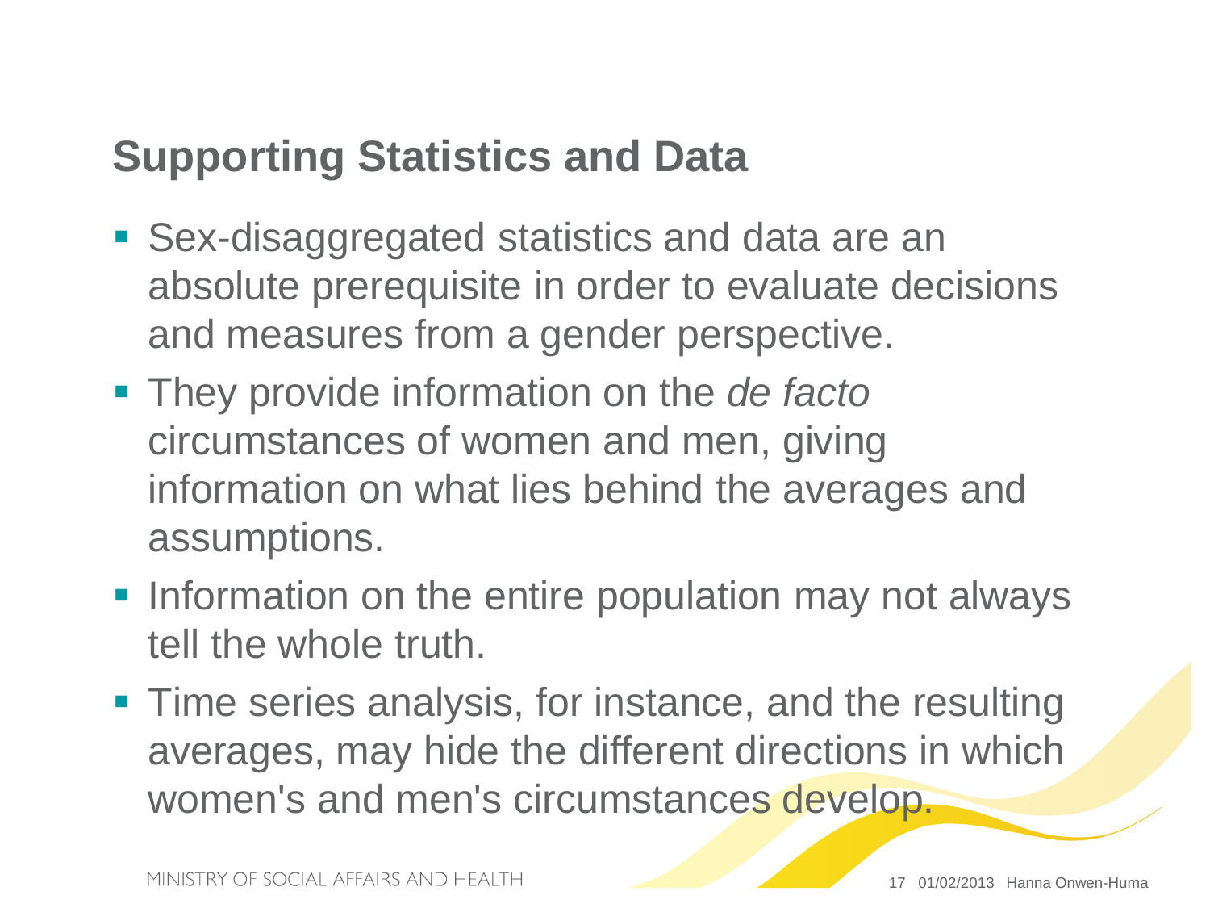## Supporting Statistics and Data

- Sex-disaggregated statistics and data are an absolute prerequisite in order to evaluate decisions and measures from a gender perspective.
- They provide information on the *de facto* circumstances of women and men, giving information on what lies behind the averages and assumptions.
- Information on the entire population may not always tell the whole truth.
- Time series analysis, for instance, and the resulting averages, may hide the different directions in which women's and men's circumstances develop.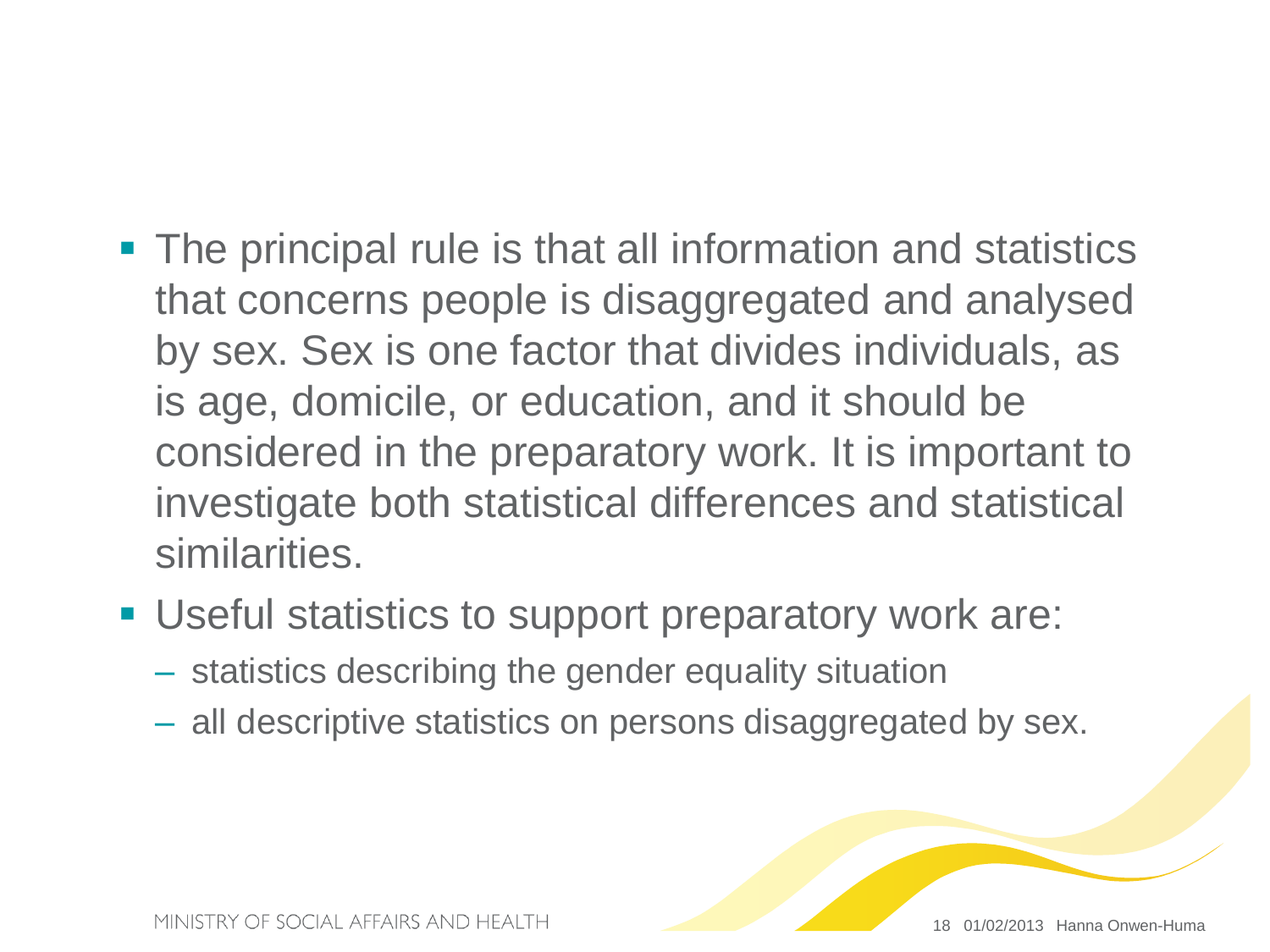- The principal rule is that all information and statistics that concerns people is disaggregated and analysed by sex. Sex is one factor that divides individuals, as is age, domicile, or education, and it should be considered in the preparatory work. It is important to investigate both statistical differences and statistical similarities.
- Useful statistics to support preparatory work are:
  - statistics describing the gender equality situation
  - all descriptive statistics on persons disaggregated by sex.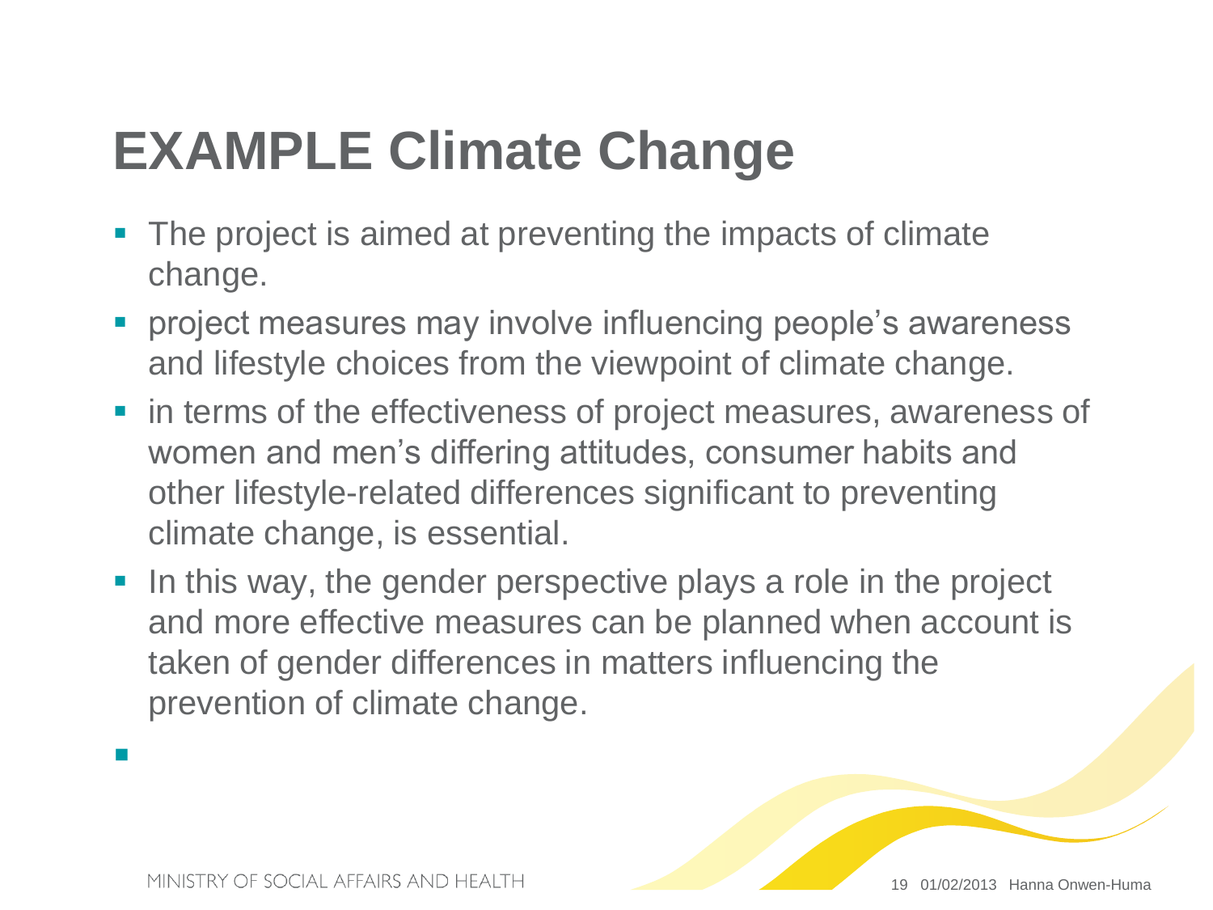# EXAMPLE Climate Change

- The project is aimed at preventing the impacts of climate change.
- project measures may involve influencing people's awareness and lifestyle choices from the viewpoint of climate change.
- in terms of the effectiveness of project measures, awareness of women and men's differing attitudes, consumer habits and other lifestyle-related differences significant to preventing climate change, is essential.
- In this way, the gender perspective plays a role in the project and more effective measures can be planned when account is taken of gender differences in matters influencing the prevention of climate change.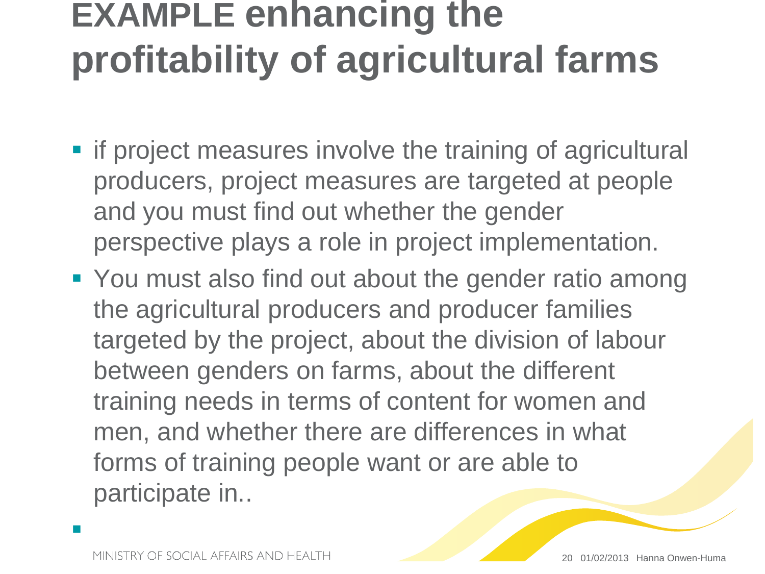# EXAMPLE enhancing the profitability of agricultural farms

- if project measures involve the training of agricultural producers, project measures are targeted at people and you must find out whether the gender perspective plays a role in project implementation.
- You must also find out about the gender ratio among the agricultural producers and producer families targeted by the project, about the division of labour between genders on farms, about the different training needs in terms of content for women and men, and whether there are differences in what forms of training people want or are able to participate in..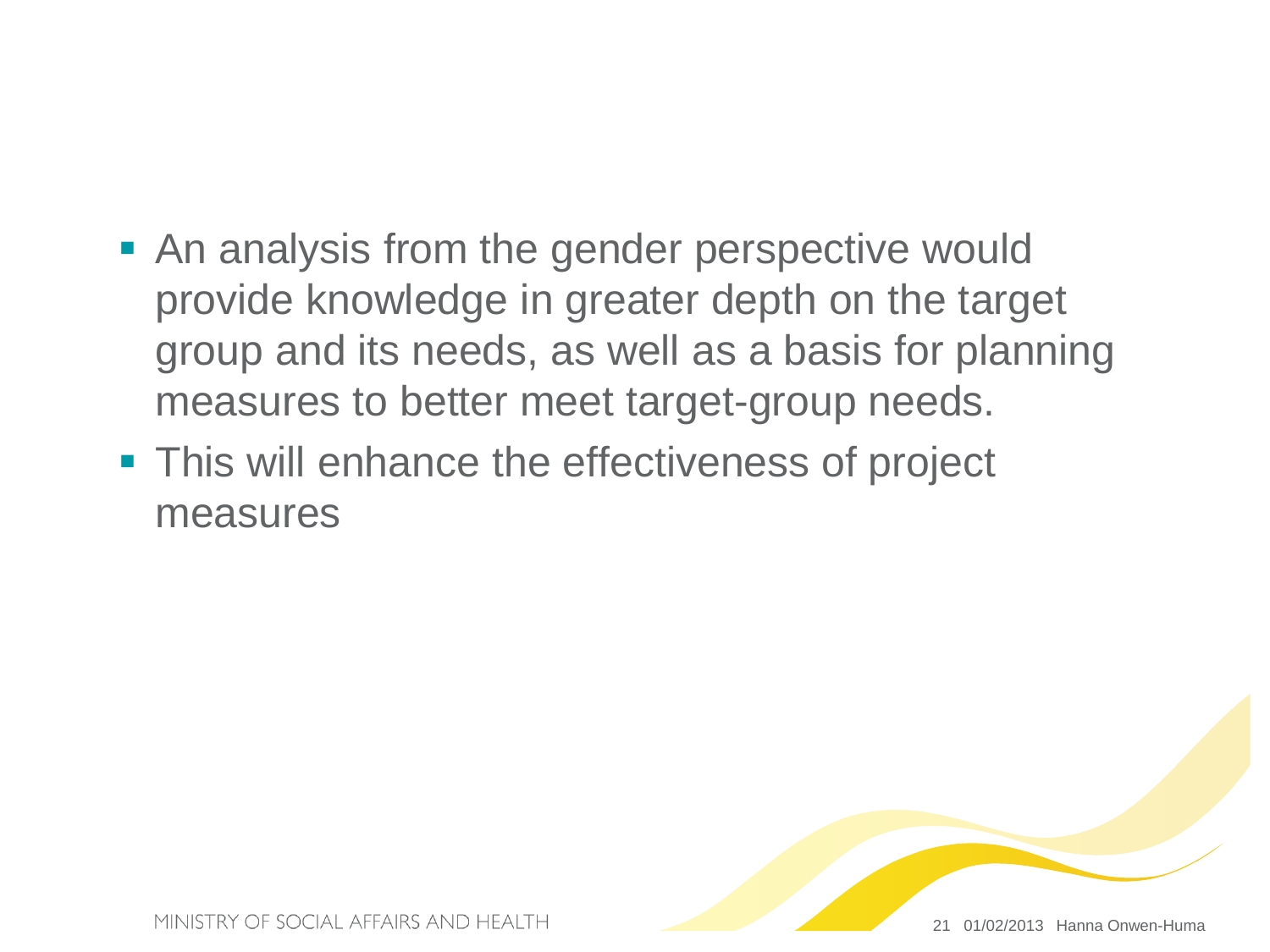- An analysis from the gender perspective would provide knowledge in greater depth on the target group and its needs, as well as a basis for planning measures to better meet target-group needs.
- This will enhance the effectiveness of project measures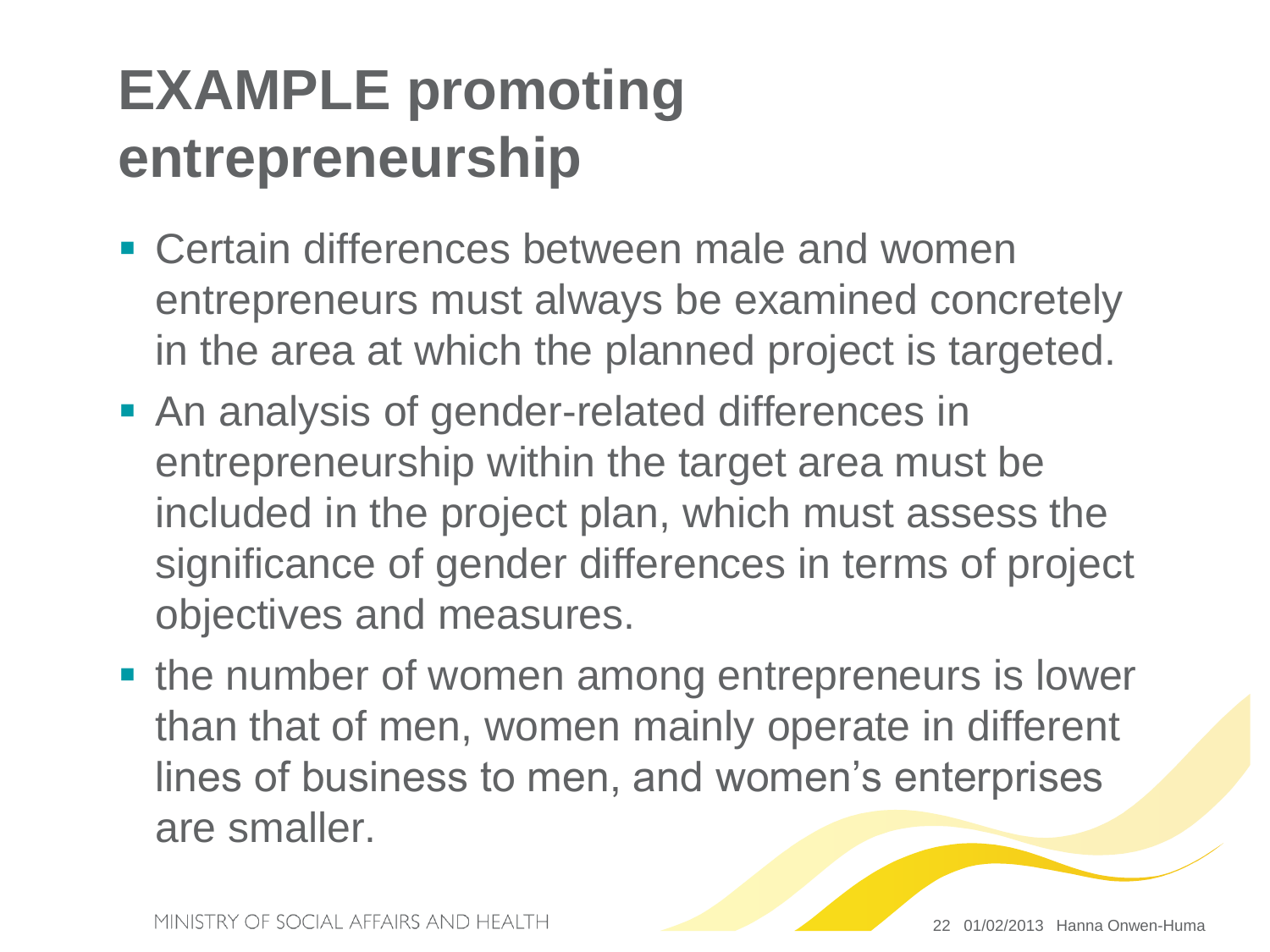# EXAMPLE promoting entrepreneurship

- Certain differences between male and women entrepreneurs must always be examined concretely in the area at which the planned project is targeted.
- An analysis of gender-related differences in entrepreneurship within the target area must be included in the project plan, which must assess the significance of gender differences in terms of project objectives and measures.
- the number of women among entrepreneurs is lower than that of men, women mainly operate in different lines of business to men, and women's enterprises are smaller.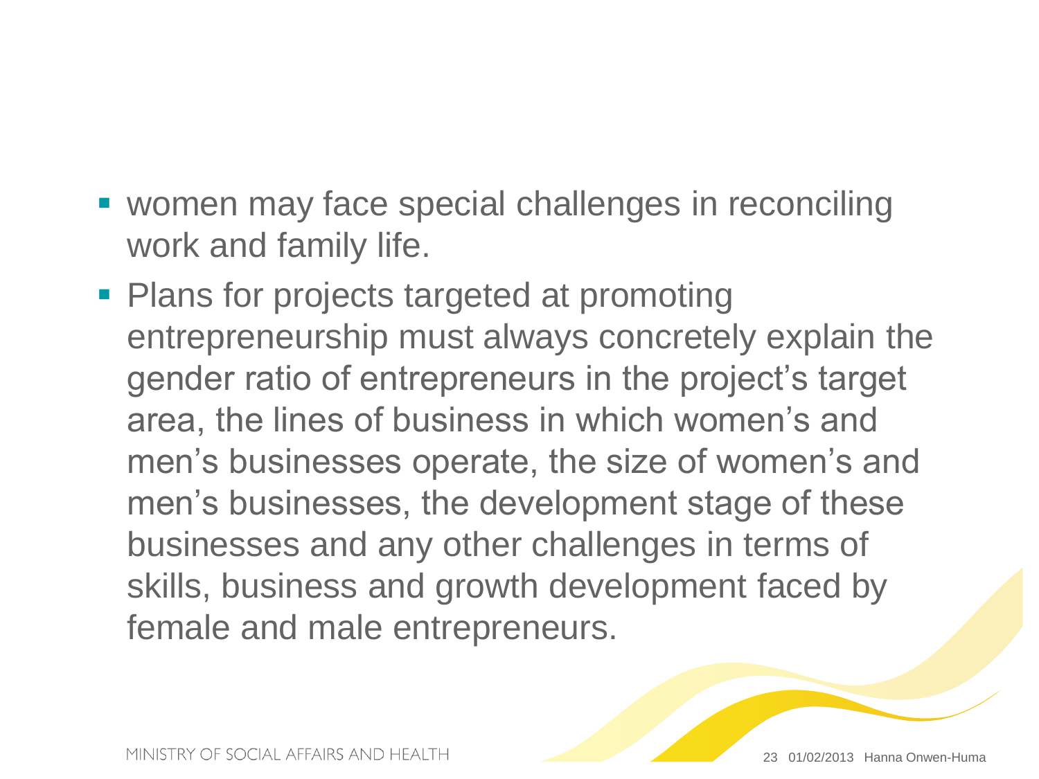- women may face special challenges in reconciling work and family life.
- Plans for projects targeted at promoting entrepreneurship must always concretely explain the gender ratio of entrepreneurs in the project's target area, the lines of business in which women's and men's businesses operate, the size of women's and men's businesses, the development stage of these businesses and any other challenges in terms of skills, business and growth development faced by female and male entrepreneurs.